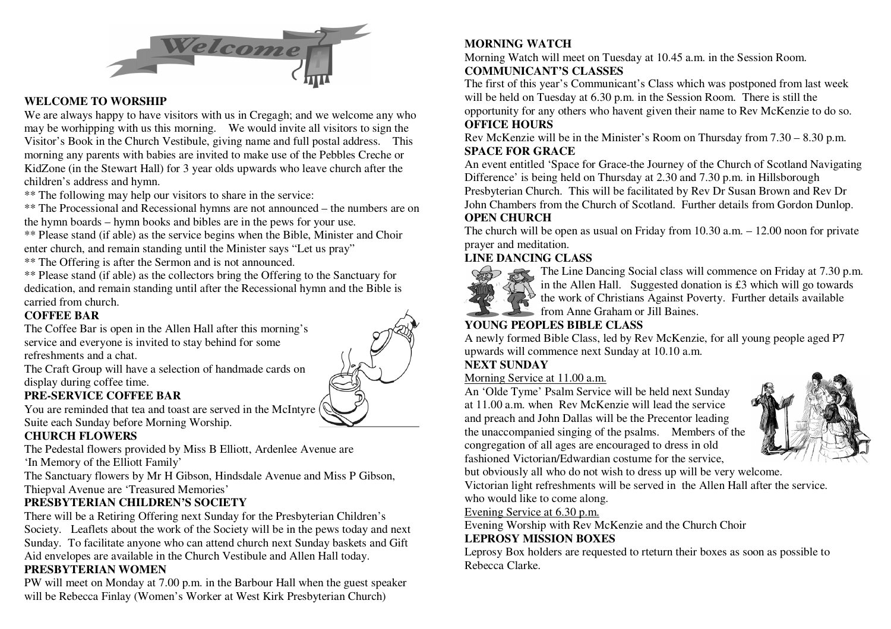Welcome

**WELCOME TO WORSHIP**

We are always happy to have visitors with us in Cregagh; and we welcome any who may be worhipping with us this morning. We would invite all visitors to sign the Visitor's Book in the Church Vestibule, giving name and full postal address. This morning any parents with babies are invited to make use of the Pebbles Creche or KidZone (in the Stewart Hall) for 3 year olds upwards who leave church after the children's address and hymn.

** The following may help our visitors to share in the service:

** The Processional and Recessional hymns are not announced – the numbers are on the hymn boards – hymn books and bibles are in the pews for your use.

** Please stand (if able) as the service begins when the Bible, Minister and Choir enter church, and remain standing until the Minister says "Let us pray"

** The Offering is after the Sermon and is not announced.

** Please stand (if able) as the collectors bring the Offering to the Sanctuary for dedication, and remain standing until after the Recessional hymn and the Bible is carried from church.

**COFFEE BAR**

The Coffee Bar is open in the Allen Hall after this morning's service and everyone is invited to stay behind for some refreshments and a chat.

The Craft Group will have a selection of handmade cards on display during coffee time.

**PRE-SERVICE COFFEE BAR**

You are reminded that tea and toast are served in the McIntyre Suite each Sunday before Morning Worship.

**CHURCH FLOWERS**

The Pedestal flowers provided by Miss B Elliott, Ardenlee Avenue are 'In Memory of the Elliott Family'

The Sanctuary flowers by Mr H Gibson, Hindsdale Avenue and Miss P Gibson, Thiepval Avenue are 'Treasured Memories'

**PRESBYTERIAN CHILDREN'S SOCIETY**

There will be a Retiring Offering next Sunday for the Presbyterian Children's Society. Leaflets about the work of the Society will be in the pews today and next Sunday. To facilitate anyone who can attend church next Sunday baskets and Gift Aid envelopes are available in the Church Vestibule and Allen Hall today.

**PRESBYTERIAN WOMEN**

PW will meet on Monday at 7.00 p.m. in the Barbour Hall when the guest speaker will be Rebecca Finlay (Women's Worker at West Kirk Presbyterian Church)

**MORNING WATCH**

Morning Watch will meet on Tuesday at 10.45 a.m. in the Session Room.

**COMMUNICANT'S CLASSES**

The first of this year's Communicant's Class which was postponed from last week will be held on Tuesday at 6.30 p.m. in the Session Room. There is still the opportunity for any others who havent given their name to Rev McKenzie to do so.

**OFFICE HOURS**

Rev McKenzie will be in the Minister's Room on Thursday from 7.30 – 8.30 p.m.

**SPACE FOR GRACE**

An event entitled 'Space for Grace-the Journey of the Church of Scotland Navigating Difference' is being held on Thursday at 2.30 and 7.30 p.m. in Hillsborough Presbyterian Church. This will be facilitated by Rev Dr Susan Brown and Rev Dr John Chambers from the Church of Scotland. Further details from Gordon Dunlop.

**OPEN CHURCH**

The church will be open as usual on Friday from 10.30 a.m. – 12.00 noon for private prayer and meditation.

**LINE DANCING CLASS**

The Line Dancing Social class will commence on Friday at 7.30 p.m. in the Allen Hall. Suggested donation is £3 which will go towards the work of Christians Against Poverty. Further details available from Anne Graham or Jill Baines.

**YOUNG PEOPLES BIBLE CLASS**

A newly formed Bible Class, led by Rev McKenzie, for all young people aged P7 upwards will commence next Sunday at 10.10 a.m.

**NEXT SUNDAY**

Morning Service at 11.00 a.m.

An 'Olde Tyme' Psalm Service will be held next Sunday at 11.00 a.m. when Rev McKenzie will lead the service and preach and John Dallas will be the Precentor leading the unaccompanied singing of the psalms. Members of the congregation of all ages are encouraged to dress in old fashioned Victorian/Edwardian costume for the service, but obviously all who do not wish to dress up will be very welcome. Victorian light refreshments will be served in the Allen Hall after the service. who would like to come along.

Evening Service at 6.30 p.m.

Evening Worship with Rev McKenzie and the Church Choir

**LEPROSY MISSION BOXES**

Leprosy Box holders are requested to rteturn their boxes as soon as possible to Rebecca Clarke.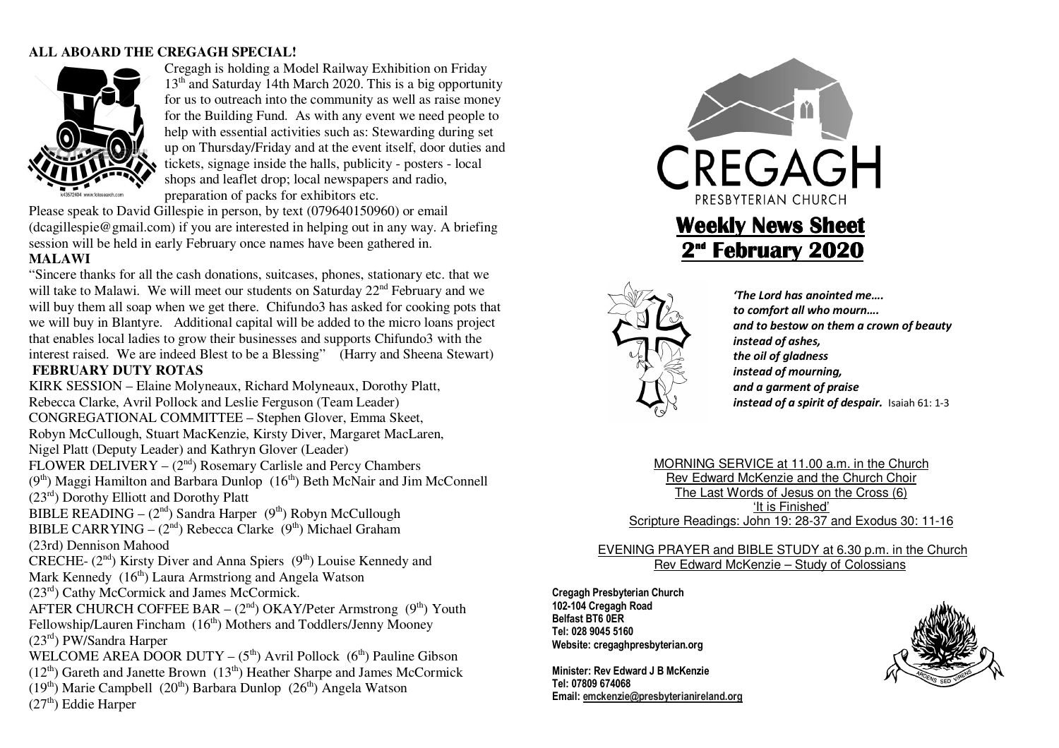**ALL ABOARD THE CREGAGH SPECIAL!**

Cregagh is holding a Model Railway Exhibition on Friday 13th and Saturday 14th March 2020. This is a big opportunity for us to outreach into the community as well as raise money for the Building Fund. As with any event we need people to help with essential activities such as: Stewarding during set up on Thursday/Friday and at the event itself, door duties and tickets, signage inside the halls, publicity - posters - local shops and leaflet drop; local newspapers and radio, preparation of packs for exhibitors etc.

Please speak to David Gillespie in person, by text (079640150960) or email (dcagillespie@gmail.com) if you are interested in helping out in any way. A briefing session will be held in early February once names have been gathered in.

**MALAWI**

"Sincere thanks for all the cash donations, suitcases, phones, stationary etc. that we will take to Malawi. We will meet our students on Saturday 22nd February and we will buy them all soap when we get there. Chifundo3 has asked for cooking pots that we will buy in Blantyre. Additional capital will be added to the micro loans project that enables local ladies to grow their businesses and supports Chifundo3 with the interest raised. We are indeed Blest to be a Blessing" (Harry and Sheena Stewart)

**FEBRUARY DUTY ROTAS**

KIRK SESSION – Elaine Molyneaux, Richard Molyneaux, Dorothy Platt, Rebecca Clarke, Avril Pollock and Leslie Ferguson (Team Leader)

CONGREGATIONAL COMMITTEE – Stephen Glover, Emma Skeet, Robyn McCullough, Stuart MacKenzie, Kirsty Diver, Margaret MacLaren, Nigel Platt (Deputy Leader) and Kathryn Glover (Leader)

FLOWER DELIVERY – (2nd) Rosemary Carlisle and Percy Chambers (9th) Maggi Hamilton and Barbara Dunlop (16th) Beth McNair and Jim McConnell (23rd) Dorothy Elliott and Dorothy Platt

BIBLE READING – (2nd) Sandra Harper (9th) Robyn McCullough

BIBLE CARRYING – (2nd) Rebecca Clarke (9th) Michael Graham (23rd) Dennison Mahood

CRECHE- (2nd) Kirsty Diver and Anna Spiers (9th) Louise Kennedy and Mark Kennedy (16th) Laura Armstriong and Angela Watson (23rd) Cathy McCormick and James McCormick.

AFTER CHURCH COFFEE BAR – (2nd) OKAY/Peter Armstrong (9th) Youth Fellowship/Lauren Fincham (16th) Mothers and Toddlers/Jenny Mooney (23rd) PW/Sandra Harper

WELCOME AREA DOOR DUTY – (5th) Avril Pollock (6th) Pauline Gibson (12th) Gareth and Janette Brown (13th) Heather Sharpe and James McCormick (19th) Marie Campbell (20th) Barbara Dunlop (26th) Angela Watson (27th) Eddie Harper

CREGAGH

PRESBYTERIAN CHURCH

# Weekly News Sheet
# 2nd February 2020

*'The Lord has anointed me….*
*to comfort all who mourn….*
*and to bestow on them a crown of beauty*
*instead of ashes,*
*the oil of gladness*
*instead of mourning,*
*and a garment of praise*
*instead of a spirit of despair.*** Isaiah 61: 1-3

MORNING SERVICE at 11.00 a.m. in the Church
Rev Edward McKenzie and the Church Choir
The Last Words of Jesus on the Cross (6)
'It is Finished'
Scripture Readings: John 19: 28-37 and Exodus 30: 11-16

EVENING PRAYER and BIBLE STUDY at 6.30 p.m. in the Church
Rev Edward McKenzie – Study of Colossians

**Cregagh Presbyterian Church**
**102-104 Cregagh Road**
**Belfast BT6 0ER**
**Tel: 028 9045 5160**
**Website: cregaghpresbyterian.org**

**Minister: Rev Edward J B McKenzie**
**Tel: 07809 674068**
**Email: emckenzie@presbyterianireland.org**

ARDENS SED VIRENS